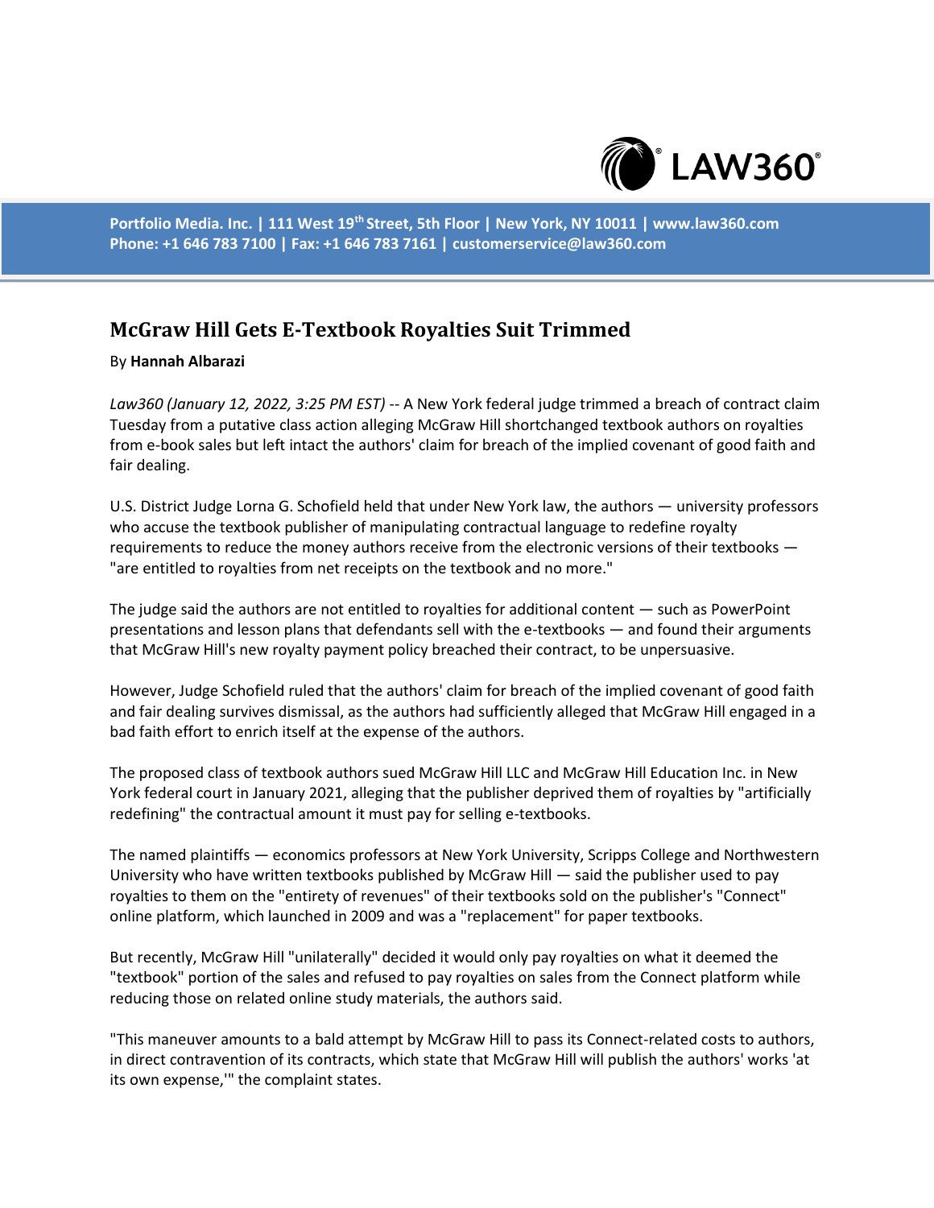# McGraw Hill Gets E-Textbook Royalties Suit Trimmed

By **Hannah Albarazi**

*Law360 (January 12, 2022, 3:25 PM EST)* -- A New York federal judge trimmed a breach of contract claim Tuesday from a putative class action alleging McGraw Hill shortchanged textbook authors on royalties from e-book sales but left intact the authors' claim for breach of the implied covenant of good faith and fair dealing.

U.S. District Judge Lorna G. Schofield held that under New York law, the authors — university professors who accuse the textbook publisher of manipulating contractual language to redefine royalty requirements to reduce the money authors receive from the electronic versions of their textbooks — "are entitled to royalties from net receipts on the textbook and no more."

The judge said the authors are not entitled to royalties for additional content — such as PowerPoint presentations and lesson plans that defendants sell with the e-textbooks — and found their arguments that McGraw Hill's new royalty payment policy breached their contract, to be unpersuasive.

However, Judge Schofield ruled that the authors' claim for breach of the implied covenant of good faith and fair dealing survives dismissal, as the authors had sufficiently alleged that McGraw Hill engaged in a bad faith effort to enrich itself at the expense of the authors.

The proposed class of textbook authors sued McGraw Hill LLC and McGraw Hill Education Inc. in New York federal court in January 2021, alleging that the publisher deprived them of royalties by "artificially redefining" the contractual amount it must pay for selling e-textbooks.

The named plaintiffs — economics professors at New York University, Scripps College and Northwestern University who have written textbooks published by McGraw Hill — said the publisher used to pay royalties to them on the "entirety of revenues" of their textbooks sold on the publisher's "Connect" online platform, which launched in 2009 and was a "replacement" for paper textbooks.

But recently, McGraw Hill "unilaterally" decided it would only pay royalties on what it deemed the "textbook" portion of the sales and refused to pay royalties on sales from the Connect platform while reducing those on related online study materials, the authors said.

"This maneuver amounts to a bald attempt by McGraw Hill to pass its Connect-related costs to authors, in direct contravention of its contracts, which state that McGraw Hill will publish the authors' works 'at its own expense,'" the complaint states.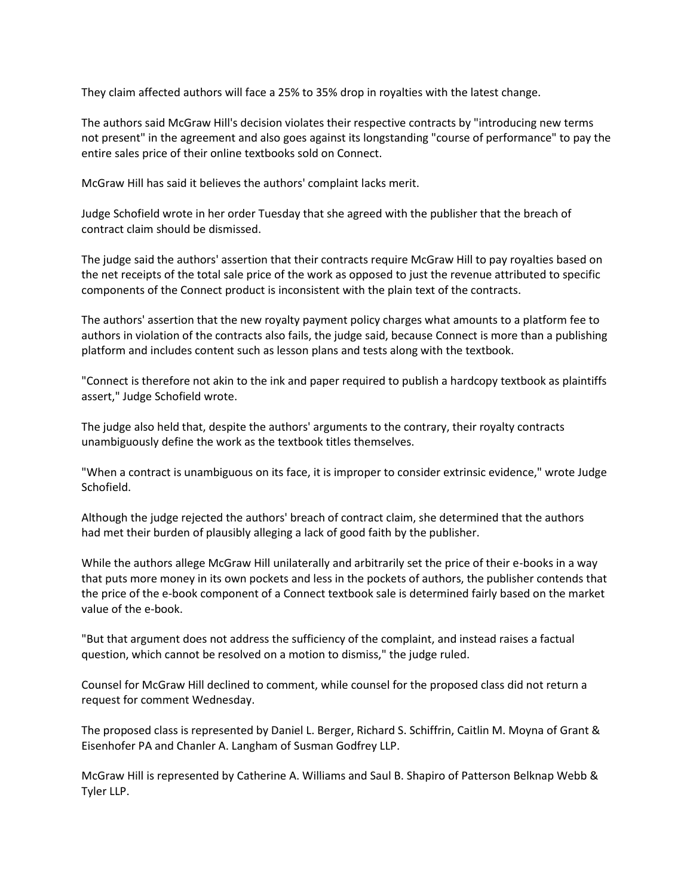They claim affected authors will face a 25% to 35% drop in royalties with the latest change.

The authors said McGraw Hill's decision violates their respective contracts by "introducing new terms not present" in the agreement and also goes against its longstanding "course of performance" to pay the entire sales price of their online textbooks sold on Connect.

McGraw Hill has said it believes the authors' complaint lacks merit.

Judge Schofield wrote in her order Tuesday that she agreed with the publisher that the breach of contract claim should be dismissed.

The judge said the authors' assertion that their contracts require McGraw Hill to pay royalties based on the net receipts of the total sale price of the work as opposed to just the revenue attributed to specific components of the Connect product is inconsistent with the plain text of the contracts.

The authors' assertion that the new royalty payment policy charges what amounts to a platform fee to authors in violation of the contracts also fails, the judge said, because Connect is more than a publishing platform and includes content such as lesson plans and tests along with the textbook.

"Connect is therefore not akin to the ink and paper required to publish a hardcopy textbook as plaintiffs assert," Judge Schofield wrote.

The judge also held that, despite the authors' arguments to the contrary, their royalty contracts unambiguously define the work as the textbook titles themselves.

"When a contract is unambiguous on its face, it is improper to consider extrinsic evidence," wrote Judge Schofield.

Although the judge rejected the authors' breach of contract claim, she determined that the authors had met their burden of plausibly alleging a lack of good faith by the publisher.

While the authors allege McGraw Hill unilaterally and arbitrarily set the price of their e-books in a way that puts more money in its own pockets and less in the pockets of authors, the publisher contends that the price of the e-book component of a Connect textbook sale is determined fairly based on the market value of the e-book.

"But that argument does not address the sufficiency of the complaint, and instead raises a factual question, which cannot be resolved on a motion to dismiss," the judge ruled.

Counsel for McGraw Hill declined to comment, while counsel for the proposed class did not return a request for comment Wednesday.

The proposed class is represented by Daniel L. Berger, Richard S. Schiffrin, Caitlin M. Moyna of Grant & Eisenhofer PA and Chanler A. Langham of Susman Godfrey LLP.

McGraw Hill is represented by Catherine A. Williams and Saul B. Shapiro of Patterson Belknap Webb & Tyler LLP.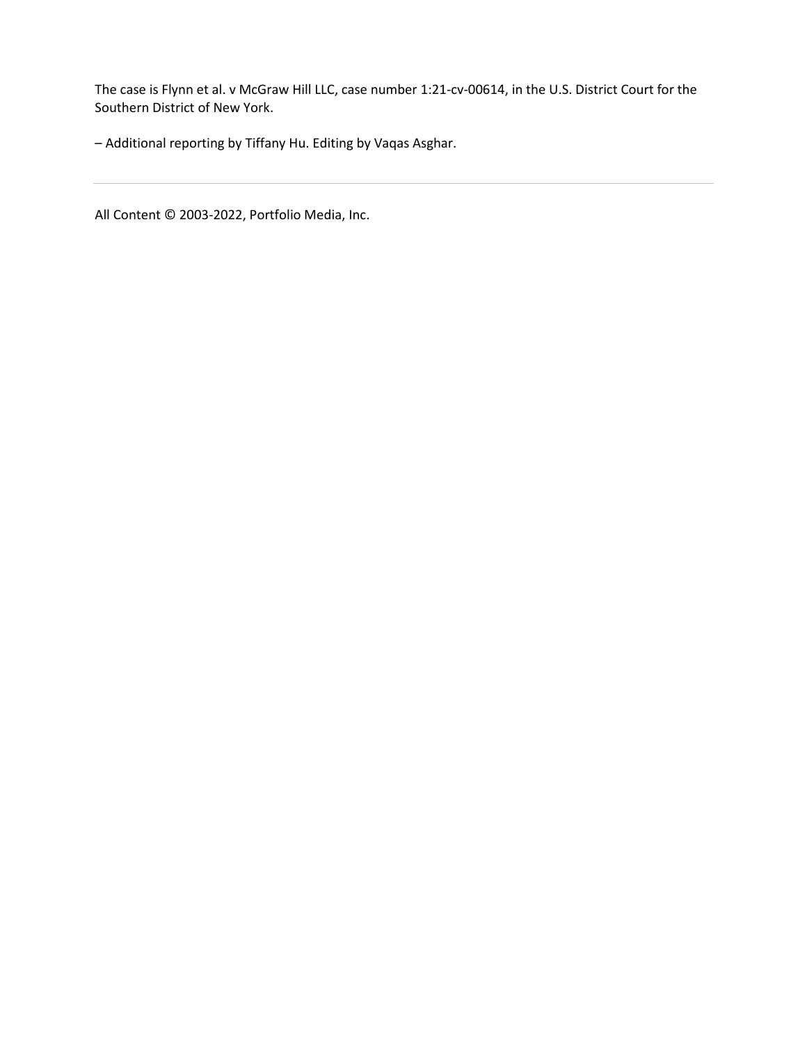The case is Flynn et al. v McGraw Hill LLC, case number 1:21-cv-00614, in the U.S. District Court for the Southern District of New York.

– Additional reporting by Tiffany Hu. Editing by Vaqas Asghar.

---

All Content © 2003-2022, Portfolio Media, Inc.